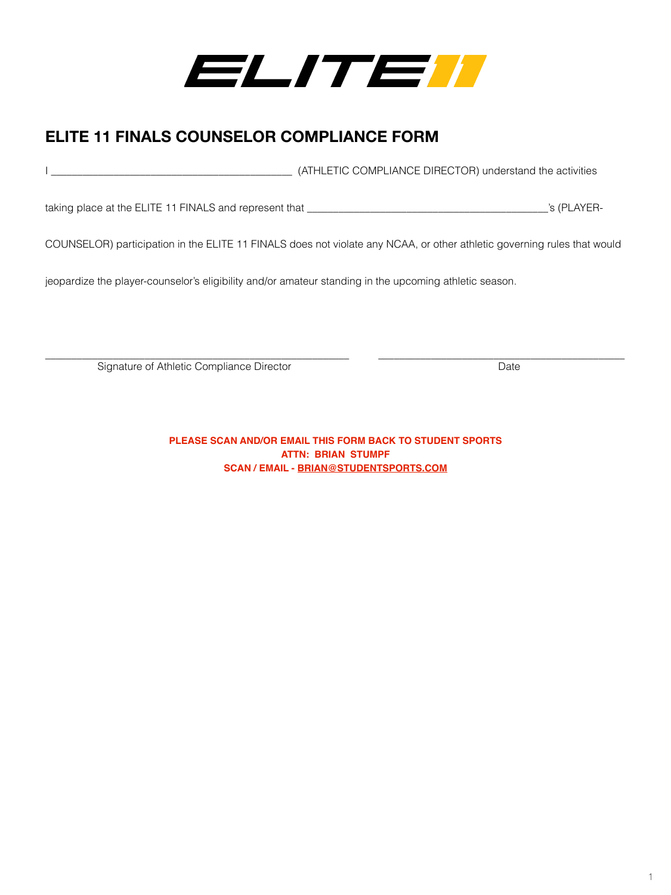ELITE11

## ELITE 11 FINALS COUNSELOR COMPLIANCE FORM

I ____________________________________________ (ATHLETIC COMPLIANCE DIRECTOR) understand the activities taking place at the ELITE 11 FINALS and represent that ____________________________________________'s (PLAYER-COUNSELOR) participation in the ELITE 11 FINALS does not violate any NCAA, or other athletic governing rules that would jeopardize the player-counselor's eligibility and/or amateur standing in the upcoming athletic season.

________________________________________________________
Signature of Athletic Compliance Director

____________________________________________
Date

**PLEASE SCAN AND/OR EMAIL THIS FORM BACK TO STUDENT SPORTS**
**ATTN: BRIAN STUMPF**
**SCAN / EMAIL - BRIAN@STUDENTSPORTS.COM**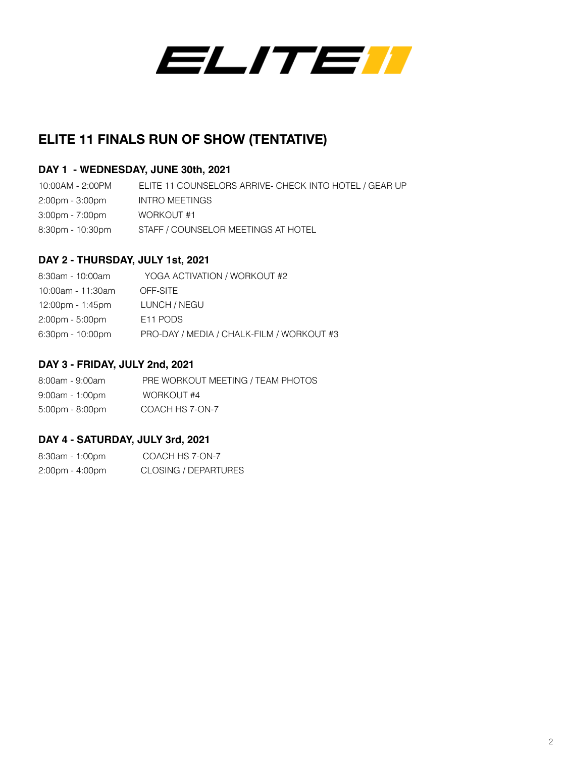ELITE11

## ELITE 11 FINALS RUN OF SHOW (TENTATIVE)

### DAY 1 - WEDNESDAY, JUNE 30th, 2021

| | |
|---|---|
| 10:00AM - 2:00PM | ELITE 11 COUNSELORS ARRIVE- CHECK INTO HOTEL / GEAR UP |
| 2:00pm - 3:00pm | INTRO MEETINGS |
| 3:00pm - 7:00pm | WORKOUT #1 |
| 8:30pm - 10:30pm | STAFF / COUNSELOR MEETINGS AT HOTEL |

### DAY 2 - THURSDAY, JULY 1st, 2021

| | |
|---|---|
| 8:30am - 10:00am | YOGA ACTIVATION / WORKOUT #2 |
| 10:00am - 11:30am | OFF-SITE |
| 12:00pm - 1:45pm | LUNCH / NEGU |
| 2:00pm - 5:00pm | E11 PODS |
| 6:30pm - 10:00pm | PRO-DAY / MEDIA / CHALK-FILM / WORKOUT #3 |

### DAY 3 - FRIDAY, JULY 2nd, 2021

| | |
|---|---|
| 8:00am - 9:00am | PRE WORKOUT MEETING / TEAM PHOTOS |
| 9:00am - 1:00pm | WORKOUT #4 |
| 5:00pm - 8:00pm | COACH HS 7-ON-7 |

### DAY 4 - SATURDAY, JULY 3rd, 2021

| | |
|---|---|
| 8:30am - 1:00pm | COACH HS 7-ON-7 |
| 2:00pm - 4:00pm | CLOSING / DEPARTURES |